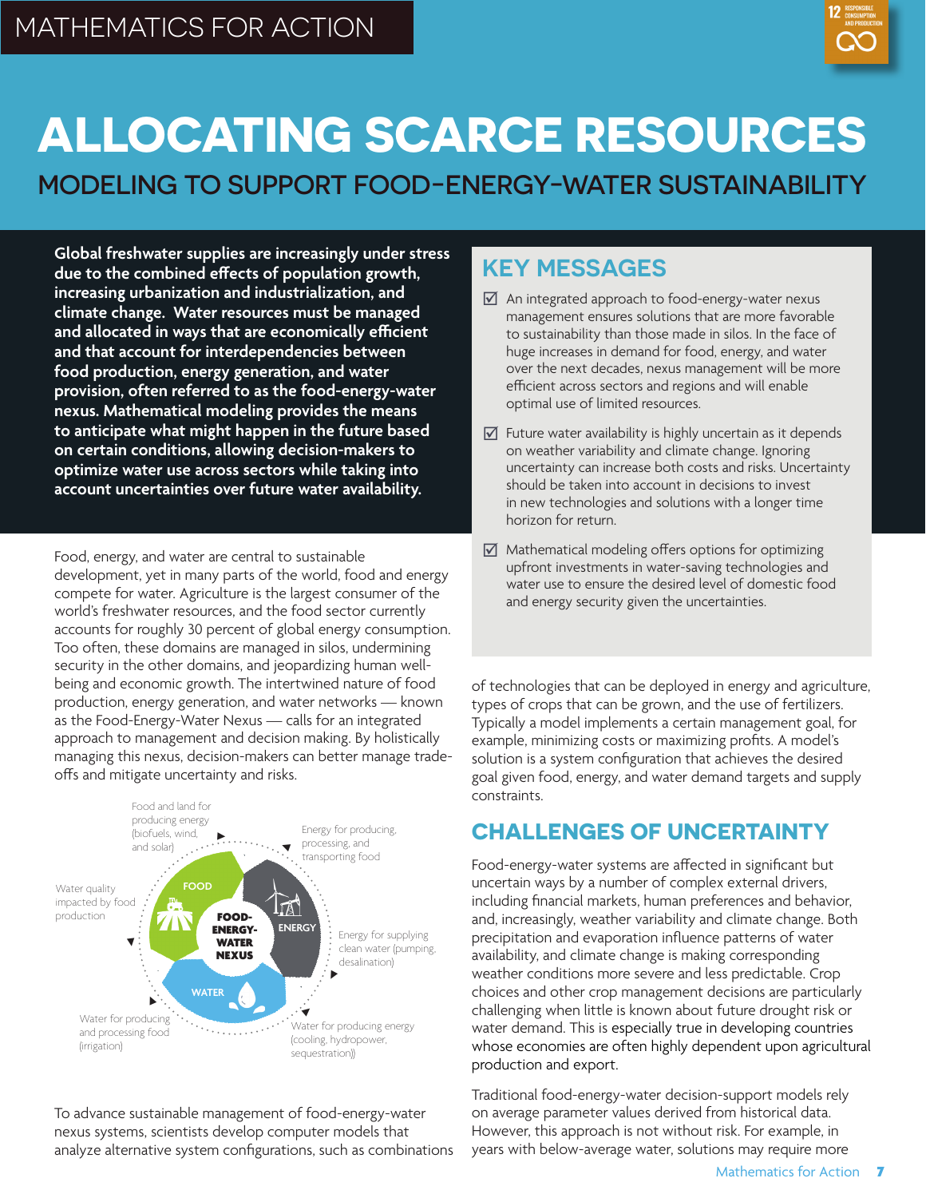MATHEMATICS FOR ACTION

# ALLOCATING SCARCE RESOURCES

## MODELING TO SUPPORT FOOD-ENERGY-WATER SUSTAINABILITY

**Global freshwater supplies are increasingly under stress due to the combined effects of population growth, increasing urbanization and industrialization, and climate change. Water resources must be managed and allocated in ways that are economically efficient and that account for interdependencies between food production, energy generation, and water provision, often referred to as the food-energy-water nexus. Mathematical modeling provides the means to anticipate what might happen in the future based on certain conditions, allowing decision-makers to optimize water use across sectors while taking into account uncertainties over future water availability.**

Food, energy, and water are central to sustainable development, yet in many parts of the world, food and energy compete for water. Agriculture is the largest consumer of the world's freshwater resources, and the food sector currently accounts for roughly 30 percent of global energy consumption. Too often, these domains are managed in silos, undermining security in the other domains, and jeopardizing human well-being and economic growth. The intertwined nature of food production, energy generation, and water networks — known as the Food-Energy-Water Nexus — calls for an integrated approach to management and decision making. By holistically managing this nexus, decision-makers can better manage trade-offs and mitigate uncertainty and risks.

FOOD-ENERGY-WATER NEXUS: FOOD, ENERGY, WATER

- Food and land for producing energy (biofuels, wind, and solar)
- Energy for producing, processing, and transporting food
- Energy for supplying clean water (pumping, desalination)
- Water for producing energy (cooling, hydropower, sequestration)
- Water for producing and processing food (irrigation)
- Water quality impacted by food production

To advance sustainable management of food-energy-water nexus systems, scientists develop computer models that analyze alternative system configurations, such as combinations of technologies that can be deployed in energy and agriculture, types of crops that can be grown, and the use of fertilizers. Typically a model implements a certain management goal, for example, minimizing costs or maximizing profits. A model's solution is a system configuration that achieves the desired goal given food, energy, and water demand targets and supply constraints.

## KEY MESSAGES

- ☑ An integrated approach to food-energy-water nexus management ensures solutions that are more favorable to sustainability than those made in silos. In the face of huge increases in demand for food, energy, and water over the next decades, nexus management will be more efficient across sectors and regions and will enable optimal use of limited resources.
- ☑ Future water availability is highly uncertain as it depends on weather variability and climate change. Ignoring uncertainty can increase both costs and risks. Uncertainty should be taken into account in decisions to invest in new technologies and solutions with a longer time horizon for return.
- ☑ Mathematical modeling offers options for optimizing upfront investments in water-saving technologies and water use to ensure the desired level of domestic food and energy security given the uncertainties.

## CHALLENGES OF UNCERTAINTY

Food-energy-water systems are affected in significant but uncertain ways by a number of complex external drivers, including financial markets, human preferences and behavior, and, increasingly, weather variability and climate change. Both precipitation and evaporation influence patterns of water availability, and climate change is making corresponding weather conditions more severe and less predictable. Crop choices and other crop management decisions are particularly challenging when little is known about future drought risk or water demand. This is especially true in developing countries whose economies are often highly dependent upon agricultural production and export.

Traditional food-energy-water decision-support models rely on average parameter values derived from historical data. However, this approach is not without risk. For example, in years with below-average water, solutions may require more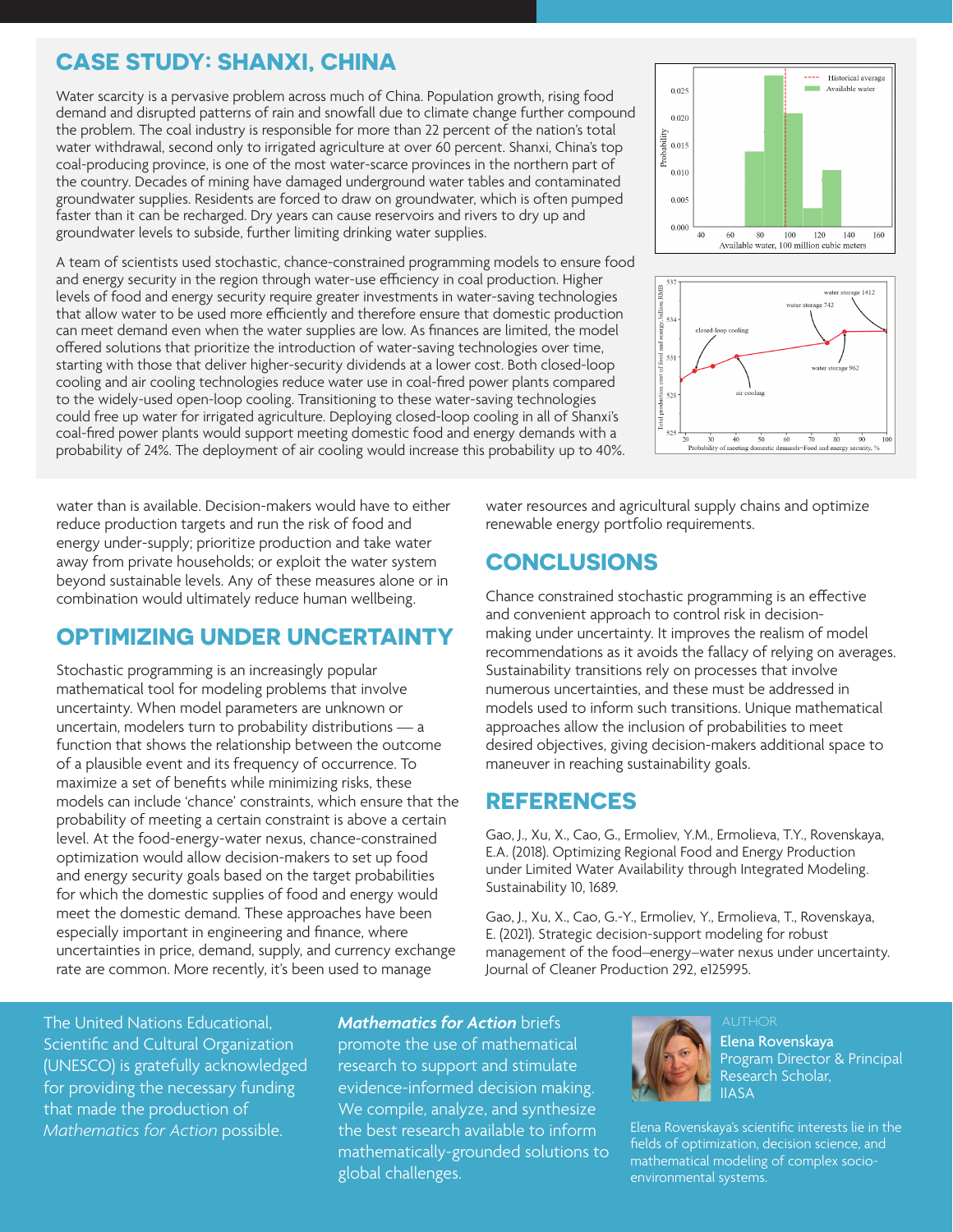## CASE STUDY: SHANXI, CHINA

Water scarcity is a pervasive problem across much of China. Population growth, rising food demand and disrupted patterns of rain and snowfall due to climate change further compound the problem. The coal industry is responsible for more than 22 percent of the nation's total water withdrawal, second only to irrigated agriculture at over 60 percent. Shanxi, China's top coal-producing province, is one of the most water-scarce provinces in the northern part of the country. Decades of mining have damaged underground water tables and contaminated groundwater supplies. Residents are forced to draw on groundwater, which is often pumped faster than it can be recharged. Dry years can cause reservoirs and rivers to dry up and groundwater levels to subside, further limiting drinking water supplies.

A team of scientists used stochastic, chance-constrained programming models to ensure food and energy security in the region through water-use efficiency in coal production. Higher levels of food and energy security require greater investments in water-saving technologies that allow water to be used more efficiently and therefore ensure that domestic production can meet demand even when the water supplies are low. As finances are limited, the model offered solutions that prioritize the introduction of water-saving technologies over time, starting with those that deliver higher-security dividends at a lower cost. Both closed-loop cooling and air cooling technologies reduce water use in coal-fired power plants compared to the widely-used open-loop cooling. Transitioning to these water-saving technologies could free up water for irrigated agriculture. Deploying closed-loop cooling in all of Shanxi's coal-fired power plants would support meeting domestic food and energy demands with a probability of 24%. The deployment of air cooling would increase this probability up to 40%.

Historical average
Available water
Probability
0.025
0.020
0.015
0.010
0.005
0.000
40 60 80 100 120 140 160
Available water, 100 million cubic meters

Total production cost of food and energy, billion RMB
537
534
531
528
525
20 30 40 50 60 70 80 90 100
Probability of meeting domestic demands–Food and energy security, %
closed-loop cooling
air cooling
water storage 742
water storage 962
water storage 1412

water than is available. Decision-makers would have to either reduce production targets and run the risk of food and energy under-supply; prioritize production and take water away from private households; or exploit the water system beyond sustainable levels. Any of these measures alone or in combination would ultimately reduce human wellbeing.

## OPTIMIZING UNDER UNCERTAINTY

Stochastic programming is an increasingly popular mathematical tool for modeling problems that involve uncertainty. When model parameters are unknown or uncertain, modelers turn to probability distributions — a function that shows the relationship between the outcome of a plausible event and its frequency of occurrence. To maximize a set of benefits while minimizing risks, these models can include 'chance' constraints, which ensure that the probability of meeting a certain constraint is above a certain level. At the food-energy-water nexus, chance-constrained optimization would allow decision-makers to set up food and energy security goals based on the target probabilities for which the domestic supplies of food and energy would meet the domestic demand. These approaches have been especially important in engineering and finance, where uncertainties in price, demand, supply, and currency exchange rate are common. More recently, it's been used to manage water resources and agricultural supply chains and optimize renewable energy portfolio requirements.

## CONCLUSIONS

Chance constrained stochastic programming is an effective and convenient approach to control risk in decision-making under uncertainty. It improves the realism of model recommendations as it avoids the fallacy of relying on averages. Sustainability transitions rely on processes that involve numerous uncertainties, and these must be addressed in models used to inform such transitions. Unique mathematical approaches allow the inclusion of probabilities to meet desired objectives, giving decision-makers additional space to maneuver in reaching sustainability goals.

## REFERENCES

Gao, J., Xu, X., Cao, G., Ermoliev, Y.M., Ermolieva, T.Y., Rovenskaya, E.A. (2018). Optimizing Regional Food and Energy Production under Limited Water Availability through Integrated Modeling. Sustainability 10, 1689.

Gao, J., Xu, X., Cao, G.-Y., Ermoliev, Y., Ermolieva, T., Rovenskaya, E. (2021). Strategic decision-support modeling for robust management of the food–energy–water nexus under uncertainty. Journal of Cleaner Production 292, e125995.

The United Nations Educational, Scientific and Cultural Organization (UNESCO) is gratefully acknowledged for providing the necessary funding that made the production of *Mathematics for Action* possible.

***Mathematics for Action*** briefs promote the use of mathematical research to support and stimulate evidence-informed decision making. We compile, analyze, and synthesize the best research available to inform mathematically-grounded solutions to global challenges.

AUTHOR

**Elena Rovenskaya**
Program Director & Principal Research Scholar, IIASA

Elena Rovenskaya's scientific interests lie in the fields of optimization, decision science, and mathematical modeling of complex socio-environmental systems.